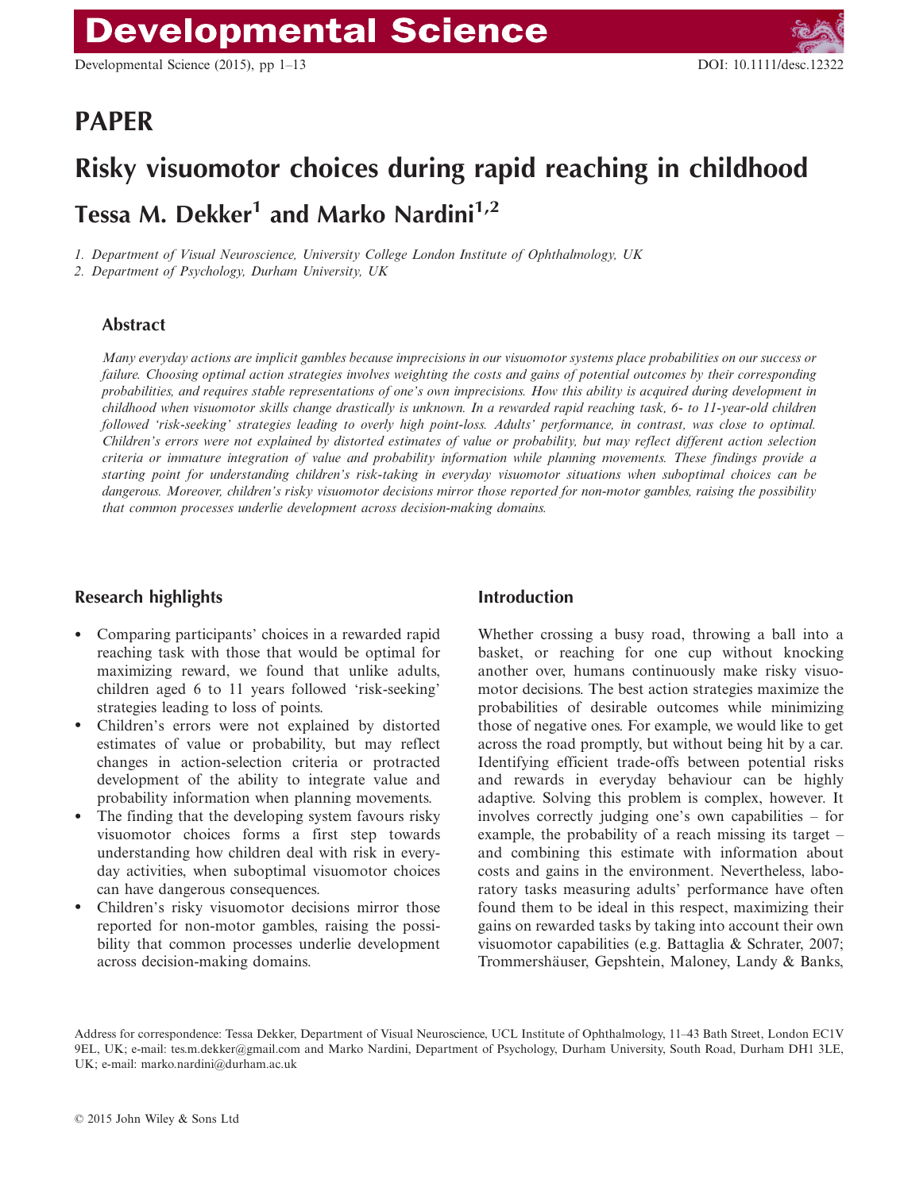## PAPER

# Risky visuomotor choices during rapid reaching in childhood

## Tessa M. Dekker[1] and Marko Nardini[1,2]

*1. Department of Visual Neuroscience, University College London Institute of Ophthalmology, UK*
*2. Department of Psychology, Durham University, UK*

### Abstract

*Many everyday actions are implicit gambles because imprecisions in our visuomotor systems place probabilities on our success or failure. Choosing optimal action strategies involves weighting the costs and gains of potential outcomes by their corresponding probabilities, and requires stable representations of one's own imprecisions. How this ability is acquired during development in childhood when visuomotor skills change drastically is unknown. In a rewarded rapid reaching task, 6- to 11-year-old children followed 'risk-seeking' strategies leading to overly high point-loss. Adults' performance, in contrast, was close to optimal. Children's errors were not explained by distorted estimates of value or probability, but may reflect different action selection criteria or immature integration of value and probability information while planning movements. These findings provide a starting point for understanding children's risk-taking in everyday visuomotor situations when suboptimal choices can be dangerous. Moreover, children's risky visuomotor decisions mirror those reported for non-motor gambles, raising the possibility that common processes underlie development across decision-making domains.*

### Research highlights

- Comparing participants' choices in a rewarded rapid reaching task with those that would be optimal for maximizing reward, we found that unlike adults, children aged 6 to 11 years followed 'risk-seeking' strategies leading to loss of points.
- Children's errors were not explained by distorted estimates of value or probability, but may reflect changes in action-selection criteria or protracted development of the ability to integrate value and probability information when planning movements.
- The finding that the developing system favours risky visuomotor choices forms a first step towards understanding how children deal with risk in everyday activities, when suboptimal visuomotor choices can have dangerous consequences.
- Children's risky visuomotor decisions mirror those reported for non-motor gambles, raising the possibility that common processes underlie development across decision-making domains.

### Introduction

Whether crossing a busy road, throwing a ball into a basket, or reaching for one cup without knocking another over, humans continuously make risky visuomotor decisions. The best action strategies maximize the probabilities of desirable outcomes while minimizing those of negative ones. For example, we would like to get across the road promptly, but without being hit by a car. Identifying efficient trade-offs between potential risks and rewards in everyday behaviour can be highly adaptive. Solving this problem is complex, however. It involves correctly judging one's own capabilities – for example, the probability of a reach missing its target – and combining this estimate with information about costs and gains in the environment. Nevertheless, laboratory tasks measuring adults' performance have often found them to be ideal in this respect, maximizing their gains on rewarded tasks by taking into account their own visuomotor capabilities (e.g. Battaglia & Schrater, 2007; Trommershäuser, Gepshtein, Maloney, Landy & Banks,

Address for correspondence: Tessa Dekker, Department of Visual Neuroscience, UCL Institute of Ophthalmology, 11–43 Bath Street, London EC1V 9EL, UK; e-mail: tes.m.dekker@gmail.com and Marko Nardini, Department of Psychology, Durham University, South Road, Durham DH1 3LE, UK; e-mail: marko.nardini@durham.ac.uk

© 2015 John Wiley & Sons Ltd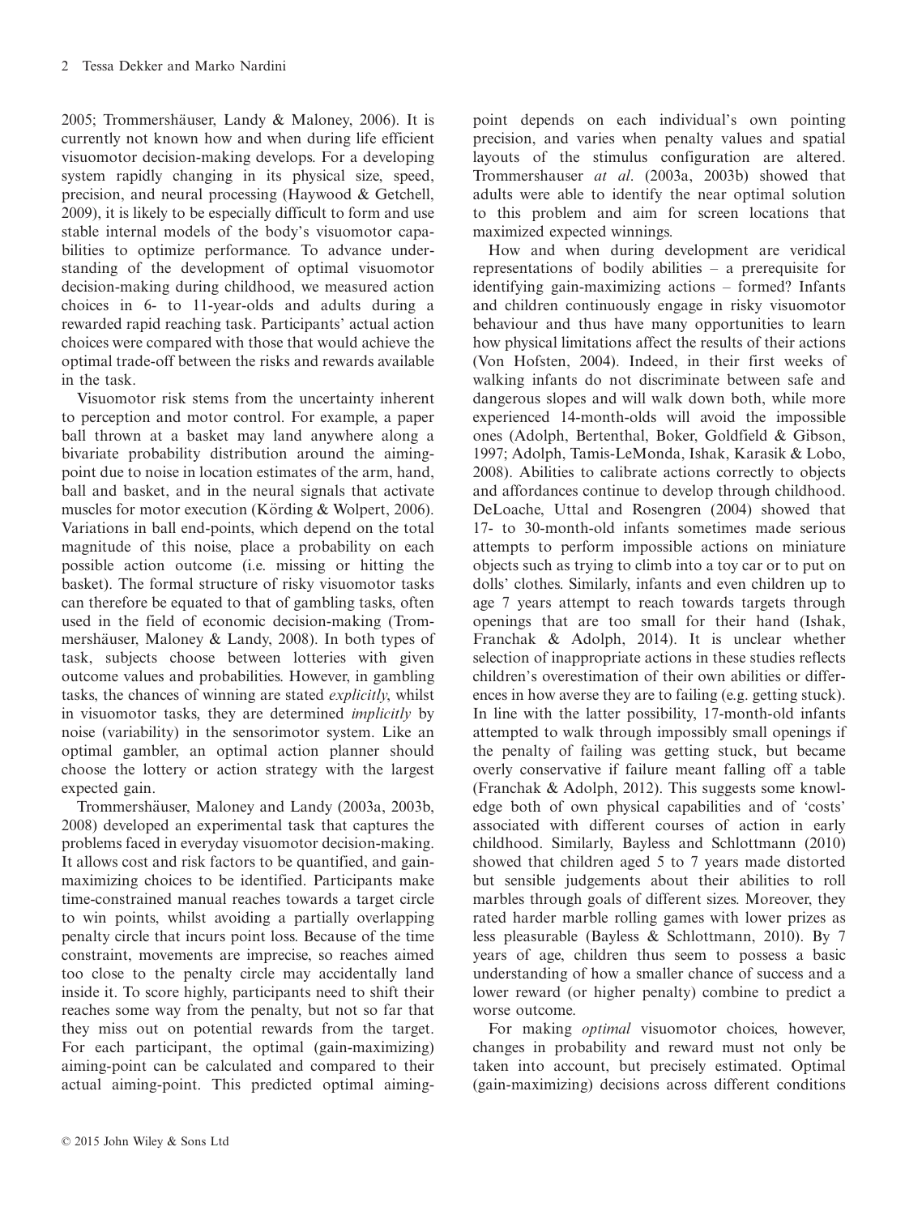2005; Trommershäuser, Landy & Maloney, 2006). It is currently not known how and when during life efficient visuomotor decision-making develops. For a developing system rapidly changing in its physical size, speed, precision, and neural processing (Haywood & Getchell, 2009), it is likely to be especially difficult to form and use stable internal models of the body's visuomotor capabilities to optimize performance. To advance understanding of the development of optimal visuomotor decision-making during childhood, we measured action choices in 6- to 11-year-olds and adults during a rewarded rapid reaching task. Participants' actual action choices were compared with those that would achieve the optimal trade-off between the risks and rewards available in the task.

Visuomotor risk stems from the uncertainty inherent to perception and motor control. For example, a paper ball thrown at a basket may land anywhere along a bivariate probability distribution around the aiming-point due to noise in location estimates of the arm, hand, ball and basket, and in the neural signals that activate muscles for motor execution (Körding & Wolpert, 2006). Variations in ball end-points, which depend on the total magnitude of this noise, place a probability on each possible action outcome (i.e. missing or hitting the basket). The formal structure of risky visuomotor tasks can therefore be equated to that of gambling tasks, often used in the field of economic decision-making (Trommershäuser, Maloney & Landy, 2008). In both types of task, subjects choose between lotteries with given outcome values and probabilities. However, in gambling tasks, the chances of winning are stated *explicitly*, whilst in visuomotor tasks, they are determined *implicitly* by noise (variability) in the sensorimotor system. Like an optimal gambler, an optimal action planner should choose the lottery or action strategy with the largest expected gain.

Trommershäuser, Maloney and Landy (2003a, 2003b, 2008) developed an experimental task that captures the problems faced in everyday visuomotor decision-making. It allows cost and risk factors to be quantified, and gain-maximizing choices to be identified. Participants make time-constrained manual reaches towards a target circle to win points, whilst avoiding a partially overlapping penalty circle that incurs point loss. Because of the time constraint, movements are imprecise, so reaches aimed too close to the penalty circle may accidentally land inside it. To score highly, participants need to shift their reaches some way from the penalty, but not so far that they miss out on potential rewards from the target. For each participant, the optimal (gain-maximizing) aiming-point can be calculated and compared to their actual aiming-point. This predicted optimal aiming-point depends on each individual's own pointing precision, and varies when penalty values and spatial layouts of the stimulus configuration are altered. Trommershauser *at al*. (2003a, 2003b) showed that adults were able to identify the near optimal solution to this problem and aim for screen locations that maximized expected winnings.

How and when during development are veridical representations of bodily abilities – a prerequisite for identifying gain-maximizing actions – formed? Infants and children continuously engage in risky visuomotor behaviour and thus have many opportunities to learn how physical limitations affect the results of their actions (Von Hofsten, 2004). Indeed, in their first weeks of walking infants do not discriminate between safe and dangerous slopes and will walk down both, while more experienced 14-month-olds will avoid the impossible ones (Adolph, Bertenthal, Boker, Goldfield & Gibson, 1997; Adolph, Tamis-LeMonda, Ishak, Karasik & Lobo, 2008). Abilities to calibrate actions correctly to objects and affordances continue to develop through childhood. DeLoache, Uttal and Rosengren (2004) showed that 17- to 30-month-old infants sometimes made serious attempts to perform impossible actions on miniature objects such as trying to climb into a toy car or to put on dolls' clothes. Similarly, infants and even children up to age 7 years attempt to reach towards targets through openings that are too small for their hand (Ishak, Franchak & Adolph, 2014). It is unclear whether selection of inappropriate actions in these studies reflects children's overestimation of their own abilities or differences in how averse they are to failing (e.g. getting stuck). In line with the latter possibility, 17-month-old infants attempted to walk through impossibly small openings if the penalty of failing was getting stuck, but became overly conservative if failure meant falling off a table (Franchak & Adolph, 2012). This suggests some knowledge both of own physical capabilities and of 'costs' associated with different courses of action in early childhood. Similarly, Bayless and Schlottmann (2010) showed that children aged 5 to 7 years made distorted but sensible judgements about their abilities to roll marbles through goals of different sizes. Moreover, they rated harder marble rolling games with lower prizes as less pleasurable (Bayless & Schlottmann, 2010). By 7 years of age, children thus seem to possess a basic understanding of how a smaller chance of success and a lower reward (or higher penalty) combine to predict a worse outcome.

For making *optimal* visuomotor choices, however, changes in probability and reward must not only be taken into account, but precisely estimated. Optimal (gain-maximizing) decisions across different conditions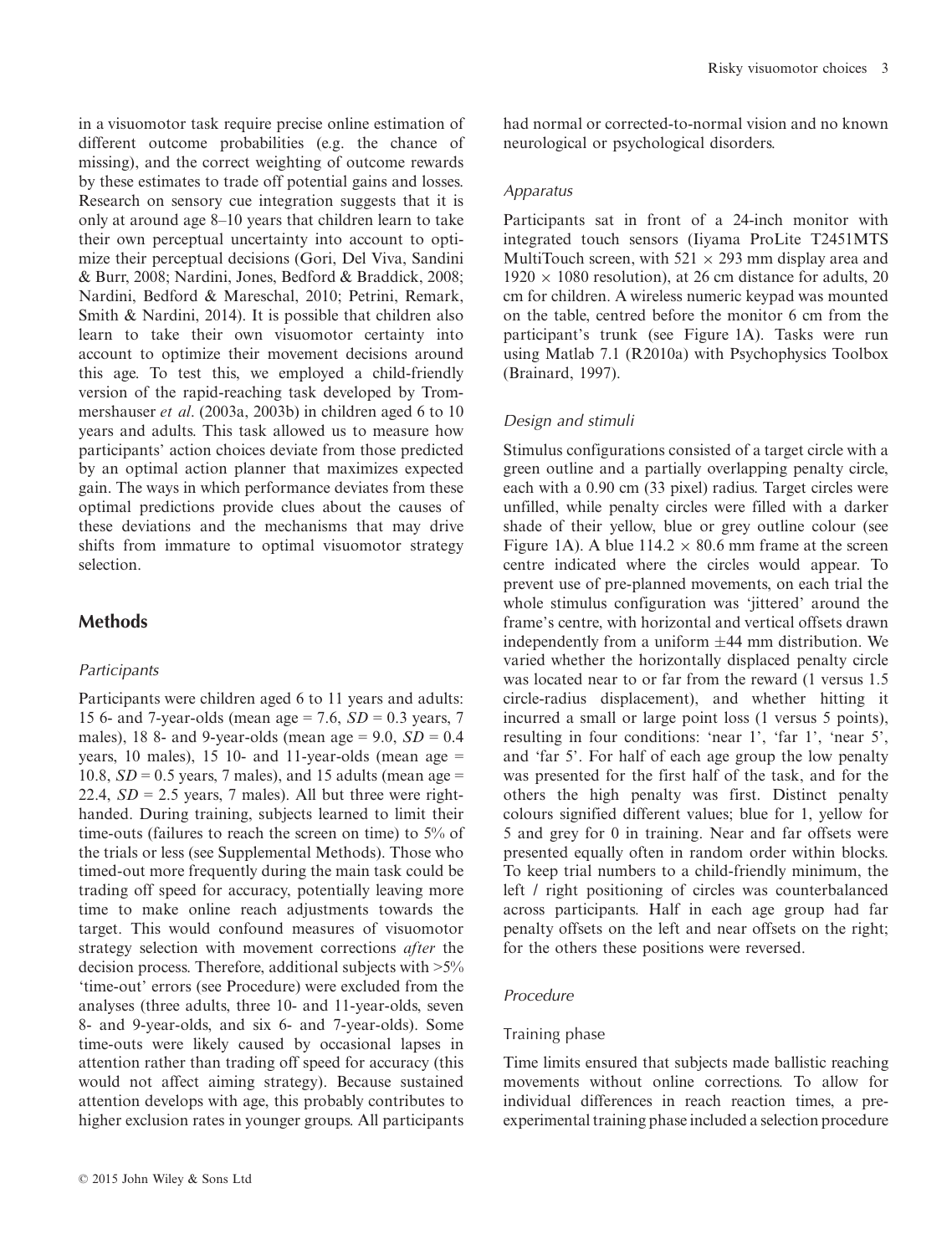in a visuomotor task require precise online estimation of different outcome probabilities (e.g. the chance of missing), and the correct weighting of outcome rewards by these estimates to trade off potential gains and losses. Research on sensory cue integration suggests that it is only at around age 8–10 years that children learn to take their own perceptual uncertainty into account to optimize their perceptual decisions (Gori, Del Viva, Sandini & Burr, 2008; Nardini, Jones, Bedford & Braddick, 2008; Nardini, Bedford & Mareschal, 2010; Petrini, Remark, Smith & Nardini, 2014). It is possible that children also learn to take their own visuomotor certainty into account to optimize their movement decisions around this age. To test this, we employed a child-friendly version of the rapid-reaching task developed by Trommershauser *et al*. (2003a, 2003b) in children aged 6 to 10 years and adults. This task allowed us to measure how participants' action choices deviate from those predicted by an optimal action planner that maximizes expected gain. The ways in which performance deviates from these optimal predictions provide clues about the causes of these deviations and the mechanisms that may drive shifts from immature to optimal visuomotor strategy selection.

## Methods

### Participants

Participants were children aged 6 to 11 years and adults: 15 6- and 7-year-olds (mean age = 7.6, *SD* = 0.3 years, 7 males), 18 8- and 9-year-olds (mean age = 9.0, *SD* = 0.4 years, 10 males), 15 10- and 11-year-olds (mean age = 10.8, *SD* = 0.5 years, 7 males), and 15 adults (mean age = 22.4, *SD* = 2.5 years, 7 males). All but three were right-handed. During training, subjects learned to limit their time-outs (failures to reach the screen on time) to 5% of the trials or less (see Supplemental Methods). Those who timed-out more frequently during the main task could be trading off speed for accuracy, potentially leaving more time to make online reach adjustments towards the target. This would confound measures of visuomotor strategy selection with movement corrections *after* the decision process. Therefore, additional subjects with >5% 'time-out' errors (see Procedure) were excluded from the analyses (three adults, three 10- and 11-year-olds, seven 8- and 9-year-olds, and six 6- and 7-year-olds). Some time-outs were likely caused by occasional lapses in attention rather than trading off speed for accuracy (this would not affect aiming strategy). Because sustained attention develops with age, this probably contributes to higher exclusion rates in younger groups. All participants had normal or corrected-to-normal vision and no known neurological or psychological disorders.

### Apparatus

Participants sat in front of a 24-inch monitor with integrated touch sensors (Iiyama ProLite T2451MTS MultiTouch screen, with $521 \times 293$ mm display area and $1920 \times 1080$ resolution), at 26 cm distance for adults, 20 cm for children. A wireless numeric keypad was mounted on the table, centred before the monitor 6 cm from the participant's trunk (see Figure 1A). Tasks were run using Matlab 7.1 (R2010a) with Psychophysics Toolbox (Brainard, 1997).

### Design and stimuli

Stimulus configurations consisted of a target circle with a green outline and a partially overlapping penalty circle, each with a 0.90 cm (33 pixel) radius. Target circles were unfilled, while penalty circles were filled with a darker shade of their yellow, blue or grey outline colour (see Figure 1A). A blue $114.2 \times 80.6$ mm frame at the screen centre indicated where the circles would appear. To prevent use of pre-planned movements, on each trial the whole stimulus configuration was 'jittered' around the frame's centre, with horizontal and vertical offsets drawn independently from a uniform $\pm 44$ mm distribution. We varied whether the horizontally displaced penalty circle was located near to or far from the reward (1 versus 1.5 circle-radius displacement), and whether hitting it incurred a small or large point loss (1 versus 5 points), resulting in four conditions: 'near 1', 'far 1', 'near 5', and 'far 5'. For half of each age group the low penalty was presented for the first half of the task, and for the others the high penalty was first. Distinct penalty colours signified different values; blue for 1, yellow for 5 and grey for 0 in training. Near and far offsets were presented equally often in random order within blocks. To keep trial numbers to a child-friendly minimum, the left / right positioning of circles was counterbalanced across participants. Half in each age group had far penalty offsets on the left and near offsets on the right; for the others these positions were reversed.

### Procedure

#### Training phase

Time limits ensured that subjects made ballistic reaching movements without online corrections. To allow for individual differences in reach reaction times, a pre-experimental training phase included a selection procedure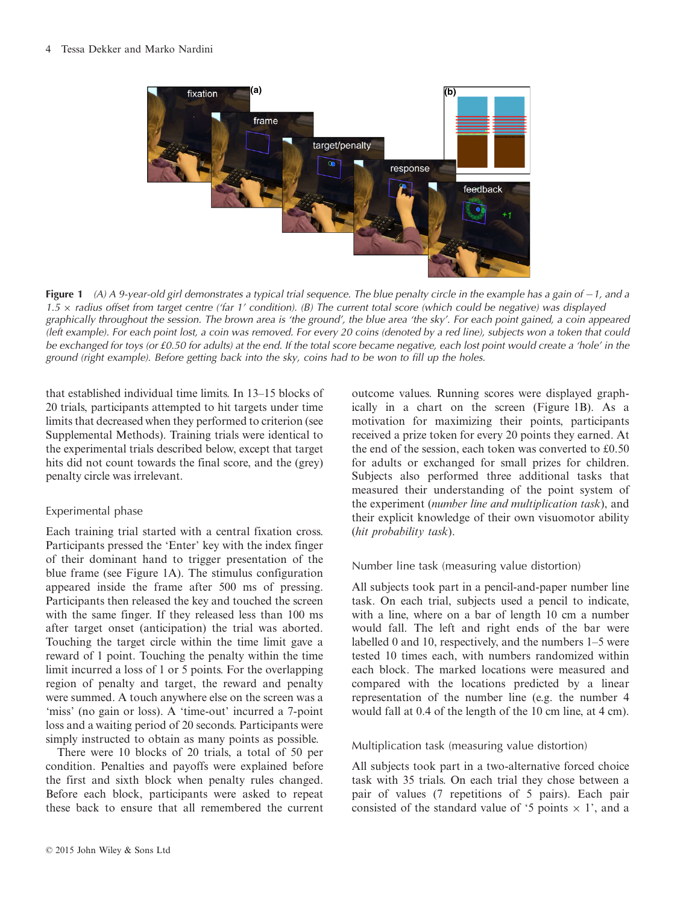**Figure 1** *(A) A 9-year-old girl demonstrates a typical trial sequence. The blue penalty circle in the example has a gain of −1, and a 1.5 × radius offset from target centre ('far 1' condition). (B) The current total score (which could be negative) was displayed graphically throughout the session. The brown area is 'the ground', the blue area 'the sky'. For each point gained, a coin appeared (left example). For each point lost, a coin was removed. For every 20 coins (denoted by a red line), subjects won a token that could be exchanged for toys (or £0.50 for adults) at the end. If the total score became negative, each lost point would create a 'hole' in the ground (right example). Before getting back into the sky, coins had to be won to fill up the holes.*

that established individual time limits. In 13–15 blocks of 20 trials, participants attempted to hit targets under time limits that decreased when they performed to criterion (see Supplemental Methods). Training trials were identical to the experimental trials described below, except that target hits did not count towards the final score, and the (grey) penalty circle was irrelevant.

### Experimental phase

Each training trial started with a central fixation cross. Participants pressed the 'Enter' key with the index finger of their dominant hand to trigger presentation of the blue frame (see Figure 1A). The stimulus configuration appeared inside the frame after 500 ms of pressing. Participants then released the key and touched the screen with the same finger. If they released less than 100 ms after target onset (anticipation) the trial was aborted. Touching the target circle within the time limit gave a reward of 1 point. Touching the penalty within the time limit incurred a loss of 1 or 5 points. For the overlapping region of penalty and target, the reward and penalty were summed. A touch anywhere else on the screen was a 'miss' (no gain or loss). A 'time-out' incurred a 7-point loss and a waiting period of 20 seconds. Participants were simply instructed to obtain as many points as possible.

There were 10 blocks of 20 trials, a total of 50 per condition. Penalties and payoffs were explained before the first and sixth block when penalty rules changed. Before each block, participants were asked to repeat these back to ensure that all remembered the current outcome values. Running scores were displayed graphically in a chart on the screen (Figure 1B). As a motivation for maximizing their points, participants received a prize token for every 20 points they earned. At the end of the session, each token was converted to £0.50 for adults or exchanged for small prizes for children. Subjects also performed three additional tasks that measured their understanding of the point system of the experiment (*number line and multiplication task*), and their explicit knowledge of their own visuomotor ability (*hit probability task*).

### Number line task (measuring value distortion)

All subjects took part in a pencil-and-paper number line task. On each trial, subjects used a pencil to indicate, with a line, where on a bar of length 10 cm a number would fall. The left and right ends of the bar were labelled 0 and 10, respectively, and the numbers 1–5 were tested 10 times each, with numbers randomized within each block. The marked locations were measured and compared with the locations predicted by a linear representation of the number line (e.g. the number 4 would fall at 0.4 of the length of the 10 cm line, at 4 cm).

### Multiplication task (measuring value distortion)

All subjects took part in a two-alternative forced choice task with 35 trials. On each trial they chose between a pair of values (7 repetitions of 5 pairs). Each pair consisted of the standard value of '5 points × 1', and a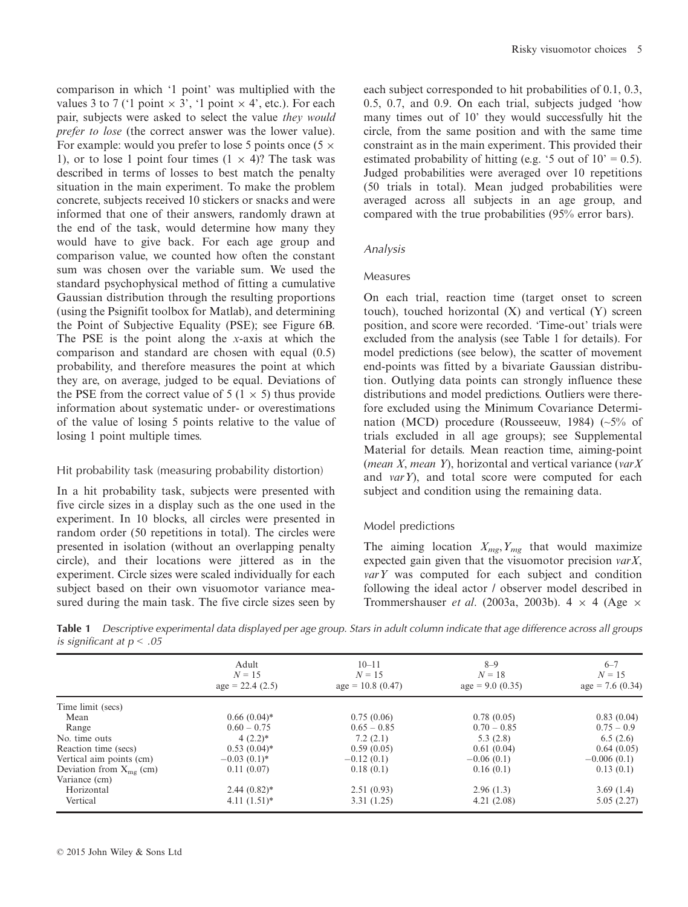comparison in which '1 point' was multiplied with the values 3 to 7 ('1 point × 3', '1 point × 4', etc.). For each pair, subjects were asked to select the value *they would prefer to lose* (the correct answer was the lower value). For example: would you prefer to lose 5 points once (5 × 1), or to lose 1 point four times (1 × 4)? The task was described in terms of losses to best match the penalty situation in the main experiment. To make the problem concrete, subjects received 10 stickers or snacks and were informed that one of their answers, randomly drawn at the end of the task, would determine how many they would have to give back. For each age group and comparison value, we counted how often the constant sum was chosen over the variable sum. We used the standard psychophysical method of fitting a cumulative Gaussian distribution through the resulting proportions (using the Psignifit toolbox for Matlab), and determining the Point of Subjective Equality (PSE); see Figure 6B. The PSE is the point along the *x*-axis at which the comparison and standard are chosen with equal (0.5) probability, and therefore measures the point at which they are, on average, judged to be equal. Deviations of the PSE from the correct value of 5 (1 × 5) thus provide information about systematic under- or overestimations of the value of losing 5 points relative to the value of losing 1 point multiple times.

### Hit probability task (measuring probability distortion)

In a hit probability task, subjects were presented with five circle sizes in a display such as the one used in the experiment. In 10 blocks, all circles were presented in random order (50 repetitions in total). The circles were presented in isolation (without an overlapping penalty circle), and their locations were jittered as in the experiment. Circle sizes were scaled individually for each subject based on their own visuomotor variance measured during the main task. The five circle sizes seen by each subject corresponded to hit probabilities of 0.1, 0.3, 0.5, 0.7, and 0.9. On each trial, subjects judged 'how many times out of 10' they would successfully hit the circle, from the same position and with the same time constraint as in the main experiment. This provided their estimated probability of hitting (e.g. '5 out of 10' = 0.5). Judged probabilities were averaged over 10 repetitions (50 trials in total). Mean judged probabilities were averaged across all subjects in an age group, and compared with the true probabilities (95% error bars).

## Analysis

### Measures

On each trial, reaction time (target onset to screen touch), touched horizontal (X) and vertical (Y) screen position, and score were recorded. 'Time-out' trials were excluded from the analysis (see Table 1 for details). For model predictions (see below), the scatter of movement end-points was fitted by a bivariate Gaussian distribution. Outlying data points can strongly influence these distributions and model predictions. Outliers were therefore excluded using the Minimum Covariance Determination (MCD) procedure (Rousseeuw, 1984) (~5% of trials excluded in all age groups); see Supplemental Material for details. Mean reaction time, aiming-point (*mean X*, *mean Y*), horizontal and vertical variance (*varX* and *varY*), and total score were computed for each subject and condition using the remaining data.

### Model predictions

The aiming location $X_{mg}, Y_{mg}$ that would maximize expected gain given that the visuomotor precision *varX*, *varY* was computed for each subject and condition following the ideal actor / observer model described in Trommershauser *et al*. (2003a, 2003b). 4 × 4 (Age ×

**Table 1** *Descriptive experimental data displayed per age group. Stars in adult column indicate that age difference across all groups is significant at $p < .05$*

| | Adult $N = 15$ age = 22.4 (2.5) | 10–11 $N = 15$ age = 10.8 (0.47) | 8–9 $N = 18$ age = 9.0 (0.35) | 6–7 $N = 15$ age = 7.6 (0.34) |
|---|---|---|---|---|
| Time limit (secs) | | | | |
| Mean | 0.66 (0.04)* | 0.75 (0.06) | 0.78 (0.05) | 0.83 (0.04) |
| Range | 0.60 – 0.75 | 0.65 – 0.85 | 0.70 – 0.85 | 0.75 – 0.9 |
| No. time outs | 4 (2.2)* | 7.2 (2.1) | 5.3 (2.8) | 6.5 (2.6) |
| Reaction time (secs) | 0.53 (0.04)* | 0.59 (0.05) | 0.61 (0.04) | 0.64 (0.05) |
| Vertical aim points (cm) | −0.03 (0.1)* | −0.12 (0.1) | −0.06 (0.1) | −0.006 (0.1) |
| Deviation from $X_{mg}$ (cm) | 0.11 (0.07) | 0.18 (0.1) | 0.16 (0.1) | 0.13 (0.1) |
| Variance (cm) | | | | |
| Horizontal | 2.44 (0.82)* | 2.51 (0.93) | 2.96 (1.3) | 3.69 (1.4) |
| Vertical | 4.11 (1.51)* | 3.31 (1.25) | 4.21 (2.08) | 5.05 (2.27) |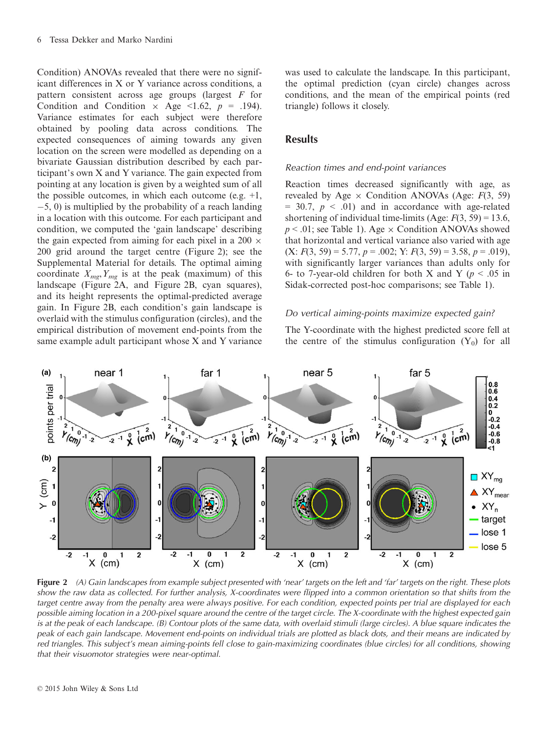Condition) ANOVAs revealed that there were no significant differences in X or Y variance across conditions, a pattern consistent across age groups (largest $F$ for Condition and Condition × Age <1.62, $p$ = .194). Variance estimates for each subject were therefore obtained by pooling data across conditions. The expected consequences of aiming towards any given location on the screen were modelled as depending on a bivariate Gaussian distribution described by each participant's own X and Y variance. The gain expected from pointing at any location is given by a weighted sum of all the possible outcomes, in which each outcome (e.g. +1, −5, 0) is multiplied by the probability of a reach landing in a location with this outcome. For each participant and condition, we computed the 'gain landscape' describing the gain expected from aiming for each pixel in a 200 × 200 grid around the target centre (Figure 2); see the Supplemental Material for details. The optimal aiming coordinate $X_{mg}, Y_{mg}$ is at the peak (maximum) of this landscape (Figure 2A, and Figure 2B, cyan squares), and its height represents the optimal-predicted average gain. In Figure 2B, each condition's gain landscape is overlaid with the stimulus configuration (circles), and the empirical distribution of movement end-points from the same example adult participant whose X and Y variance was used to calculate the landscape. In this participant, the optimal prediction (cyan circle) changes across conditions, and the mean of the empirical points (red triangle) follows it closely.

## Results

### *Reaction times and end-point variances*

Reaction times decreased significantly with age, as revealed by Age × Condition ANOVAs (Age: $F(3, 59) = 30.7$, $p < .01$) and in accordance with age-related shortening of individual time-limits (Age: $F(3, 59) = 13.6$, $p < .01$; see Table 1). Age × Condition ANOVAs showed that horizontal and vertical variance also varied with age (X: $F(3, 59) = 5.77$, $p = .002$; Y: $F(3, 59) = 3.58$, $p = .019$), with significantly larger variances than adults only for 6- to 7-year-old children for both X and Y ($p < .05$ in Sidak-corrected post-hoc comparisons; see Table 1).

### *Do vertical aiming-points maximize expected gain?*

The Y-coordinate with the highest predicted score fell at the centre of the stimulus configuration ($Y_0$) for all

**Figure 2** *(A) Gain landscapes from example subject presented with 'near' targets on the left and 'far' targets on the right. These plots show the raw data as collected. For further analysis, X-coordinates were flipped into a common orientation so that shifts from the target centre away from the penalty area were always positive. For each condition, expected points per trial are displayed for each possible aiming location in a 200-pixel square around the centre of the target circle. The X-coordinate with the highest expected gain is at the peak of each landscape. (B) Contour plots of the same data, with overlaid stimuli (large circles). A blue square indicates the peak of each gain landscape. Movement end-points on individual trials are plotted as black dots, and their means are indicated by red triangles. This subject's mean aiming-points fell close to gain-maximizing coordinates (blue circles) for all conditions, showing that their visuomotor strategies were near-optimal.*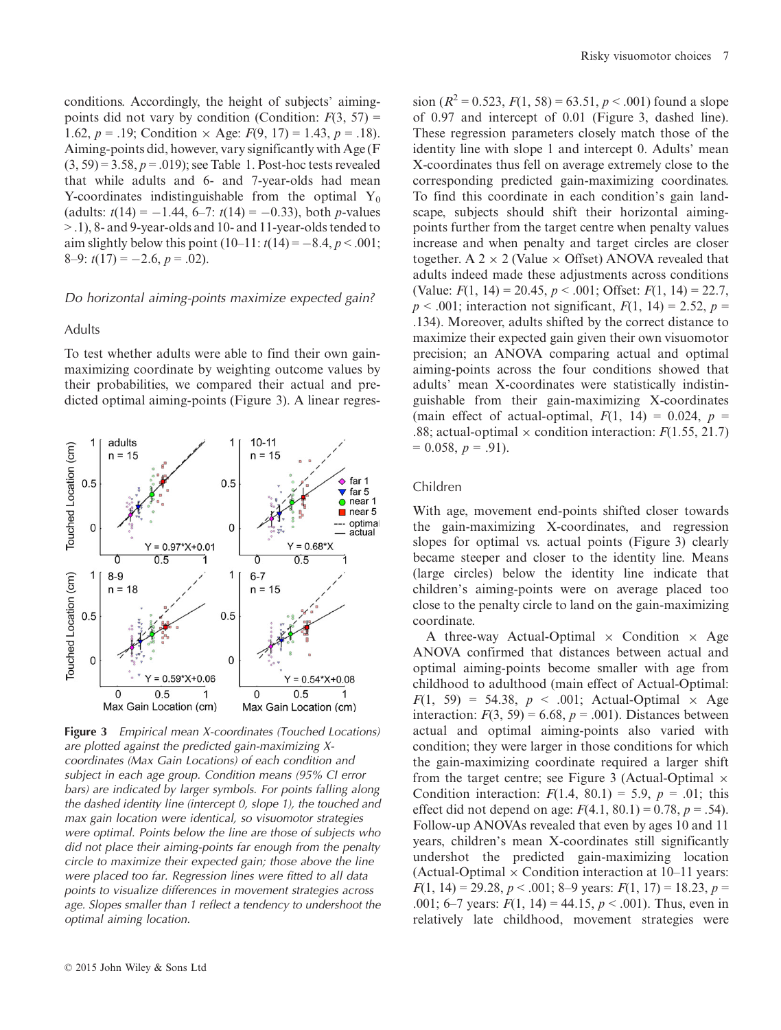conditions. Accordingly, the height of subjects' aiming-points did not vary by condition (Condition: $F(3, 57) = 1.62$, $p = .19$; Condition × Age: $F(9, 17) = 1.43$, $p = .18$). Aiming-points did, however, vary significantly with Age ($F(3, 59) = 3.58$, $p = .019$); see Table 1. Post-hoc tests revealed that while adults and 6- and 7-year-olds had mean Y-coordinates indistinguishable from the optimal $Y_0$ (adults: $t(14) = -1.44$, 6–7: $t(14) = -0.33$), both $p$-values > .1), 8- and 9-year-olds and 10- and 11-year-olds tended to aim slightly below this point (10–11: $t(14) = -8.4$, $p < .001$; 8–9: $t(17) = -2.6$, $p = .02$).

### *Do horizontal aiming-points maximize expected gain?*

#### Adults

To test whether adults were able to find their own gain-maximizing coordinate by weighting outcome values by their probabilities, we compared their actual and predicted optimal aiming-points (Figure 3). A linear regression ($R^2 = 0.523$, $F(1, 58) = 63.51$, $p < .001$) found a slope of 0.97 and intercept of 0.01 (Figure 3, dashed line). These regression parameters closely match those of the identity line with slope 1 and intercept 0. Adults' mean X-coordinates thus fell on average extremely close to the corresponding predicted gain-maximizing coordinates. To find this coordinate in each condition's gain landscape, subjects should shift their horizontal aiming-points further from the target centre when penalty values increase and when penalty and target circles are closer together. A 2 × 2 (Value × Offset) ANOVA revealed that adults indeed made these adjustments across conditions (Value: $F(1, 14) = 20.45$, $p < .001$; Offset: $F(1, 14) = 22.7$, $p < .001$; interaction not significant, $F(1, 14) = 2.52$, $p = .134$). Moreover, adults shifted by the correct distance to maximize their expected gain given their own visuomotor precision; an ANOVA comparing actual and optimal aiming-points across the four conditions showed that adults' mean X-coordinates were statistically indistinguishable from their gain-maximizing X-coordinates (main effect of actual-optimal, $F(1, 14) = 0.024$, $p = .88$; actual-optimal × condition interaction: $F(1.55, 21.7) = 0.058$, $p = .91$).

**Figure 3** *Empirical mean X-coordinates (Touched Locations) are plotted against the predicted gain-maximizing X-coordinates (Max Gain Locations) of each condition and subject in each age group. Condition means (95% CI error bars) are indicated by larger symbols. For points falling along the dashed identity line (intercept 0, slope 1), the touched and max gain location were identical, so visuomotor strategies were optimal. Points below the line are those of subjects who did not place their aiming-points far enough from the penalty circle to maximize their expected gain; those above the line were placed too far. Regression lines were fitted to all data points to visualize differences in movement strategies across age. Slopes smaller than 1 reflect a tendency to undershoot the optimal aiming location.*

#### Children

With age, movement end-points shifted closer towards the gain-maximizing X-coordinates, and regression slopes for optimal vs. actual points (Figure 3) clearly became steeper and closer to the identity line. Means (large circles) below the identity line indicate that children's aiming-points were on average placed too close to the penalty circle to land on the gain-maximizing coordinate.

A three-way Actual-Optimal × Condition × Age ANOVA confirmed that distances between actual and optimal aiming-points become smaller with age from childhood to adulthood (main effect of Actual-Optimal: $F(1, 59) = 54.38$, $p < .001$; Actual-Optimal × Age interaction: $F(3, 59) = 6.68$, $p = .001$). Distances between actual and optimal aiming-points also varied with condition; they were larger in those conditions for which the gain-maximizing coordinate required a larger shift from the target centre; see Figure 3 (Actual-Optimal × Condition interaction: $F(1.4, 80.1) = 5.9$, $p = .01$; this effect did not depend on age: $F(4.1, 80.1) = 0.78$, $p = .54$). Follow-up ANOVAs revealed that even by ages 10 and 11 years, children's mean X-coordinates still significantly undershot the predicted gain-maximizing location (Actual-Optimal × Condition interaction at 10–11 years: $F(1, 14) = 29.28$, $p < .001$; 8–9 years: $F(1, 17) = 18.23$, $p = .001$; 6–7 years: $F(1, 14) = 44.15$, $p < .001$). Thus, even in relatively late childhood, movement strategies were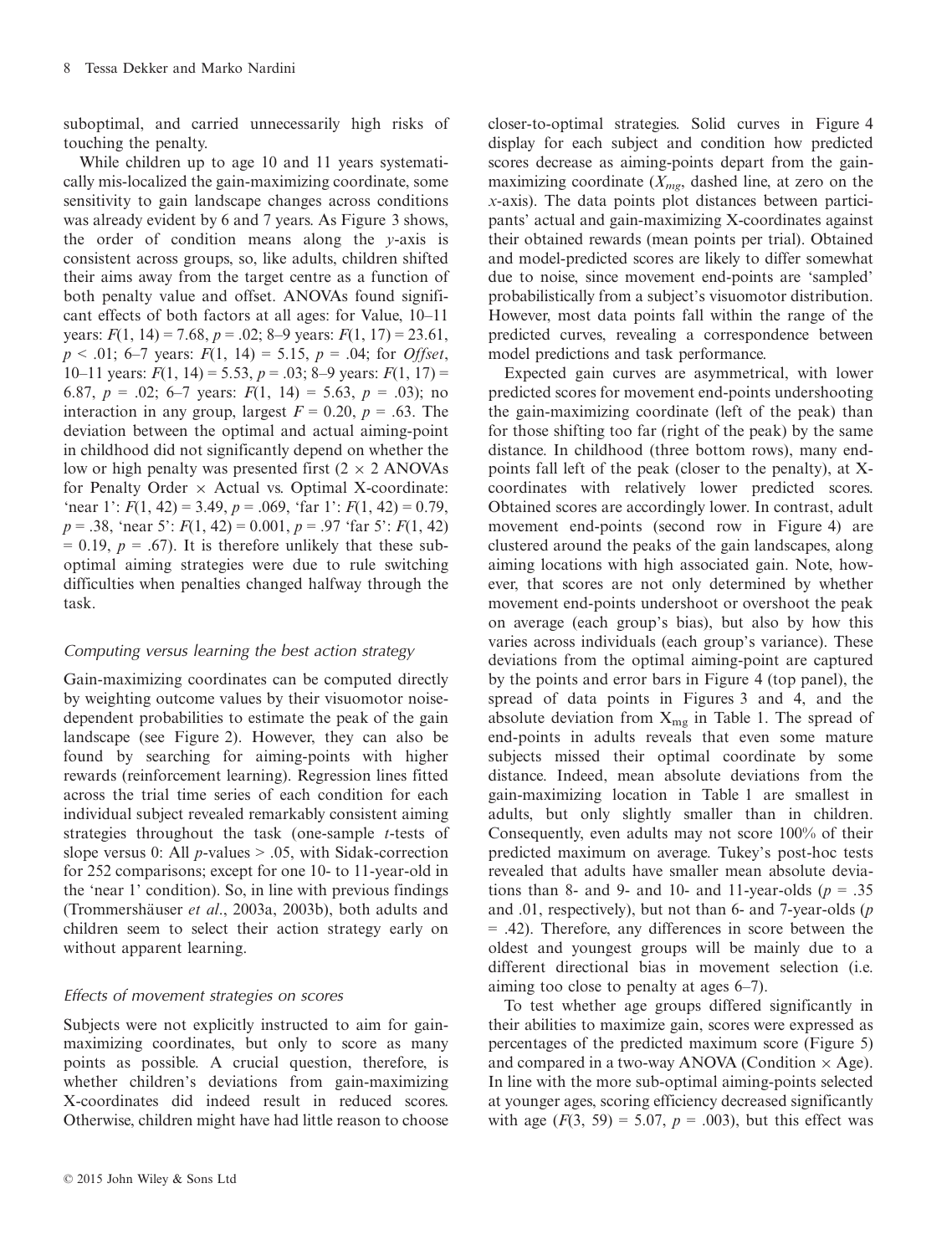suboptimal, and carried unnecessarily high risks of touching the penalty.

While children up to age 10 and 11 years systematically mis-localized the gain-maximizing coordinate, some sensitivity to gain landscape changes across conditions was already evident by 6 and 7 years. As Figure 3 shows, the order of condition means along the *y*-axis is consistent across groups, so, like adults, children shifted their aims away from the target centre as a function of both penalty value and offset. ANOVAs found significant effects of both factors at all ages: for Value, 10–11 years: $F(1, 14) = 7.68$, $p = .02$; 8–9 years: $F(1, 17) = 23.61$, $p < .01$; 6–7 years: $F(1, 14) = 5.15$, $p = .04$; for *Offset*, 10–11 years: $F(1, 14) = 5.53$, $p = .03$; 8–9 years: $F(1, 17) = 6.87$, $p = .02$; 6–7 years: $F(1, 14) = 5.63$, $p = .03$); no interaction in any group, largest $F = 0.20$, $p = .63$. The deviation between the optimal and actual aiming-point in childhood did not significantly depend on whether the low or high penalty was presented first (2 × 2 ANOVAs for Penalty Order × Actual vs. Optimal X-coordinate: 'near 1': $F(1, 42) = 3.49$, $p = .069$, 'far 1': $F(1, 42) = 0.79$, $p = .38$, 'near 5': $F(1, 42) = 0.001$, $p = .97$ 'far 5': $F(1, 42) = 0.19$, $p = .67$). It is therefore unlikely that these suboptimal aiming strategies were due to rule switching difficulties when penalties changed halfway through the task.

### *Computing versus learning the best action strategy*

Gain-maximizing coordinates can be computed directly by weighting outcome values by their visuomotor noise-dependent probabilities to estimate the peak of the gain landscape (see Figure 2). However, they can also be found by searching for aiming-points with higher rewards (reinforcement learning). Regression lines fitted across the trial time series of each condition for each individual subject revealed remarkably consistent aiming strategies throughout the task (one-sample *t*-tests of slope versus 0: All *p*-values > .05, with Sidak-correction for 252 comparisons; except for one 10- to 11-year-old in the 'near 1' condition). So, in line with previous findings (Trommershäuser *et al*., 2003a, 2003b), both adults and children seem to select their action strategy early on without apparent learning.

### *Effects of movement strategies on scores*

Subjects were not explicitly instructed to aim for gain-maximizing coordinates, but only to score as many points as possible. A crucial question, therefore, is whether children's deviations from gain-maximizing X-coordinates did indeed result in reduced scores. Otherwise, children might have had little reason to choose closer-to-optimal strategies. Solid curves in Figure 4 display for each subject and condition how predicted scores decrease as aiming-points depart from the gain-maximizing coordinate ($X_{mg}$, dashed line, at zero on the *x*-axis). The data points plot distances between participants' actual and gain-maximizing X-coordinates against their obtained rewards (mean points per trial). Obtained and model-predicted scores are likely to differ somewhat due to noise, since movement end-points are 'sampled' probabilistically from a subject's visuomotor distribution. However, most data points fall within the range of the predicted curves, revealing a correspondence between model predictions and task performance.

Expected gain curves are asymmetrical, with lower predicted scores for movement end-points undershooting the gain-maximizing coordinate (left of the peak) than for those shifting too far (right of the peak) by the same distance. In childhood (three bottom rows), many end-points fall left of the peak (closer to the penalty), at X-coordinates with relatively lower predicted scores. Obtained scores are accordingly lower. In contrast, adult movement end-points (second row in Figure 4) are clustered around the peaks of the gain landscapes, along aiming locations with high associated gain. Note, however, that scores are not only determined by whether movement end-points undershoot or overshoot the peak on average (each group's bias), but also by how this varies across individuals (each group's variance). These deviations from the optimal aiming-point are captured by the points and error bars in Figure 4 (top panel), the spread of data points in Figures 3 and 4, and the absolute deviation from $X_{mg}$ in Table 1. The spread of end-points in adults reveals that even some mature subjects missed their optimal coordinate by some distance. Indeed, mean absolute deviations from the gain-maximizing location in Table 1 are smallest in adults, but only slightly smaller than in children. Consequently, even adults may not score 100% of their predicted maximum on average. Tukey's post-hoc tests revealed that adults have smaller mean absolute deviations than 8- and 9- and 10- and 11-year-olds ($p = .35$ and .01, respectively), but not than 6- and 7-year-olds ($p = .42$). Therefore, any differences in score between the oldest and youngest groups will be mainly due to a different directional bias in movement selection (i.e. aiming too close to penalty at ages 6–7).

To test whether age groups differed significantly in their abilities to maximize gain, scores were expressed as percentages of the predicted maximum score (Figure 5) and compared in a two-way ANOVA (Condition × Age). In line with the more sub-optimal aiming-points selected at younger ages, scoring efficiency decreased significantly with age ($F(3, 59) = 5.07$, $p = .003$), but this effect was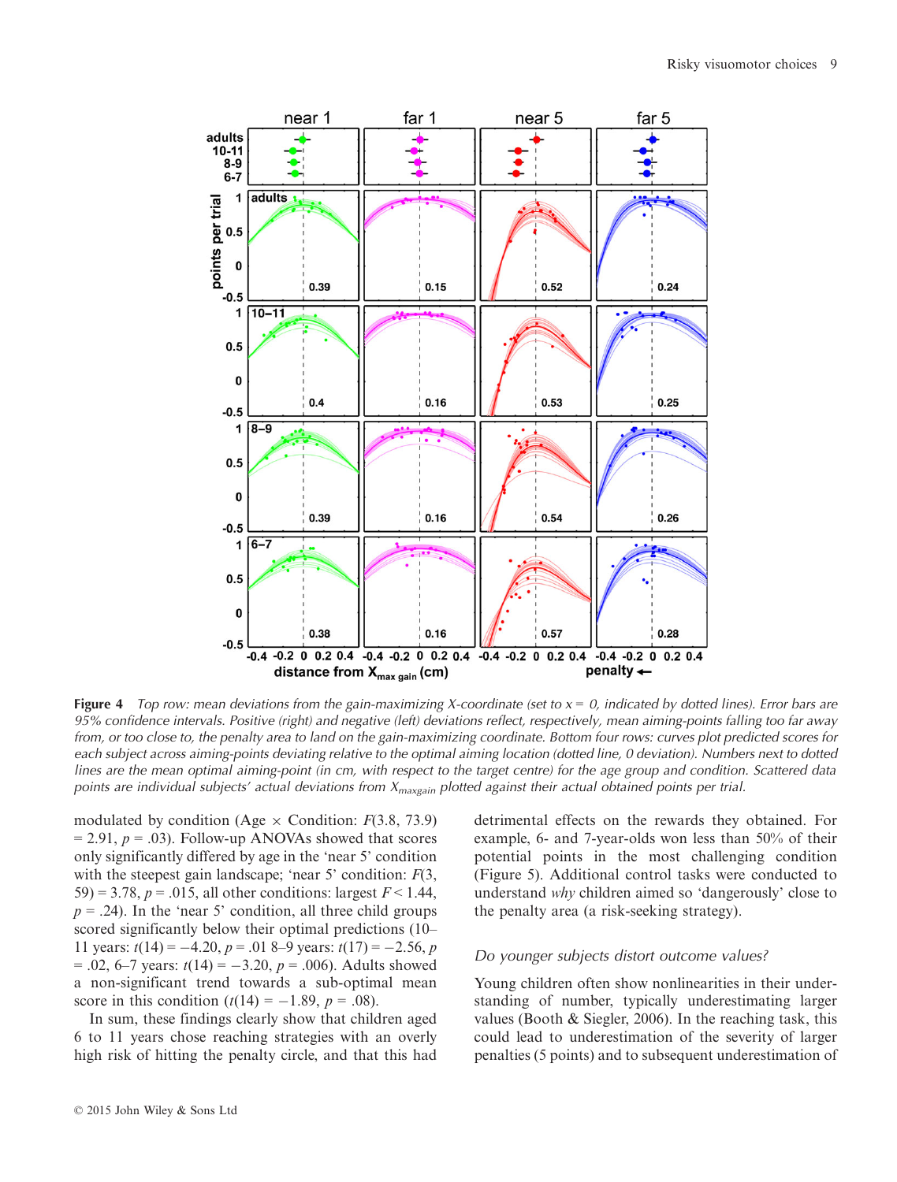**Figure 4** *Top row: mean deviations from the gain-maximizing X-coordinate (set to x = 0, indicated by dotted lines). Error bars are 95% confidence intervals. Positive (right) and negative (left) deviations reflect, respectively, mean aiming-points falling too far away from, or too close to, the penalty area to land on the gain-maximizing coordinate. Bottom four rows: curves plot predicted scores for each subject across aiming-points deviating relative to the optimal aiming location (dotted line, 0 deviation). Numbers next to dotted lines are the mean optimal aiming-point (in cm, with respect to the target centre) for the age group and condition. Scattered data points are individual subjects' actual deviations from $X_{maxgain}$ plotted against their actual obtained points per trial.*

modulated by condition (Age × Condition: $F(3.8, 73.9) = 2.91$, $p = .03$). Follow-up ANOVAs showed that scores only significantly differed by age in the 'near 5' condition with the steepest gain landscape; 'near 5' condition: $F(3, 59) = 3.78$, $p = .015$, all other conditions: largest $F < 1.44$, $p = .24$). In the 'near 5' condition, all three child groups scored significantly below their optimal predictions (10–11 years: $t(14) = -4.20$, $p = .01$ 8–9 years: $t(17) = -2.56$, $p = .02$, 6–7 years: $t(14) = -3.20$, $p = .006$). Adults showed a non-significant trend towards a sub-optimal mean score in this condition ($t(14) = -1.89$, $p = .08$).

In sum, these findings clearly show that children aged 6 to 11 years chose reaching strategies with an overly high risk of hitting the penalty circle, and that this had detrimental effects on the rewards they obtained. For example, 6- and 7-year-olds won less than 50% of their potential points in the most challenging condition (Figure 5). Additional control tasks were conducted to understand *why* children aimed so 'dangerously' close to the penalty area (a risk-seeking strategy).

### *Do younger subjects distort outcome values?*

Young children often show nonlinearities in their understanding of number, typically underestimating larger values (Booth & Siegler, 2006). In the reaching task, this could lead to underestimation of the severity of larger penalties (5 points) and to subsequent underestimation of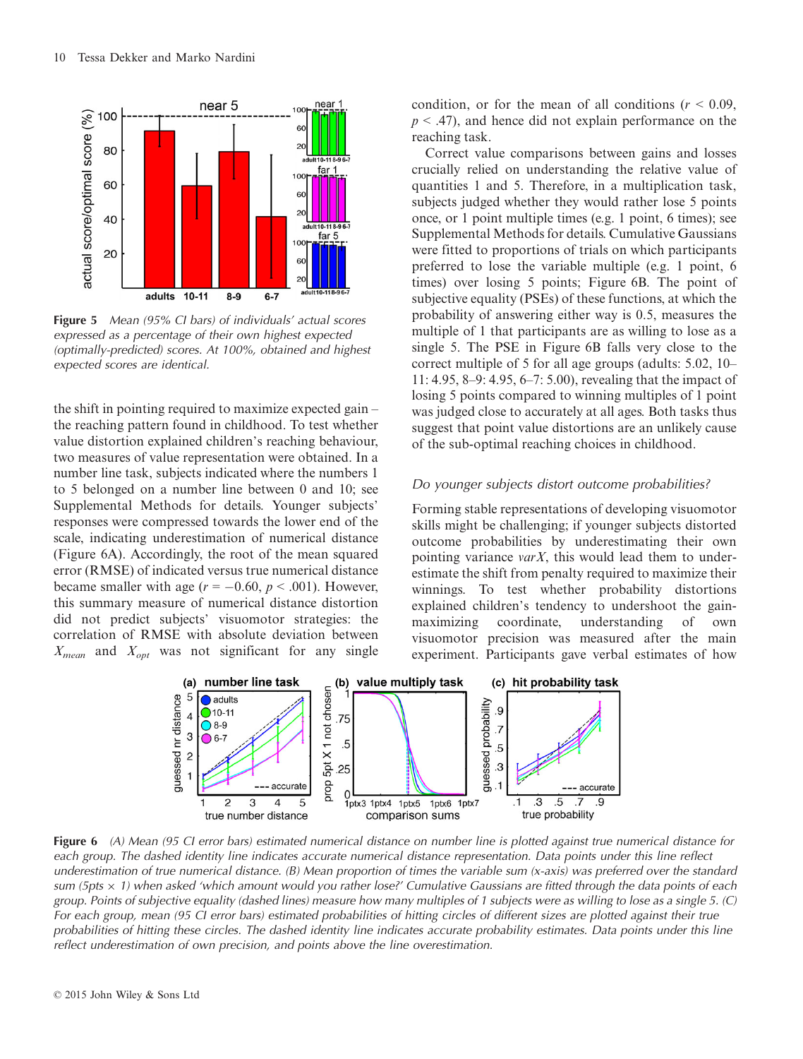Figure 5 Mean (95% CI bars) of individuals' actual scores expressed as a percentage of their own highest expected (optimally-predicted) scores. At 100%, obtained and highest expected scores are identical.

the shift in pointing required to maximize expected gain – the reaching pattern found in childhood. To test whether value distortion explained children's reaching behaviour, two measures of value representation were obtained. In a number line task, subjects indicated where the numbers 1 to 5 belonged on a number line between 0 and 10; see Supplemental Methods for details. Younger subjects' responses were compressed towards the lower end of the scale, indicating underestimation of numerical distance (Figure 6A). Accordingly, the root of the mean squared error (RMSE) of indicated versus true numerical distance became smaller with age ($r = -0.60$, $p < .001$). However, this summary measure of numerical distance distortion did not predict subjects' visuomotor strategies: the correlation of RMSE with absolute deviation between $X_{mean}$ and $X_{opt}$ was not significant for any single condition, or for the mean of all conditions ($r < 0.09$, $p < .47$), and hence did not explain performance on the reaching task.

Correct value comparisons between gains and losses crucially relied on understanding the relative value of quantities 1 and 5. Therefore, in a multiplication task, subjects judged whether they would rather lose 5 points once, or 1 point multiple times (e.g. 1 point, 6 times); see Supplemental Methods for details. Cumulative Gaussians were fitted to proportions of trials on which participants preferred to lose the variable multiple (e.g. 1 point, 6 times) over losing 5 points; Figure 6B. The point of subjective equality (PSEs) of these functions, at which the probability of answering either way is 0.5, measures the multiple of 1 that participants are as willing to lose as a single 5. The PSE in Figure 6B falls very close to the correct multiple of 5 for all age groups (adults: 5.02, 10–11: 4.95, 8–9: 4.95, 6–7: 5.00), revealing that the impact of losing 5 points compared to winning multiples of 1 point was judged close to accurately at all ages. Both tasks thus suggest that point value distortions are an unlikely cause of the sub-optimal reaching choices in childhood.

### *Do younger subjects distort outcome probabilities?*

Forming stable representations of developing visuomotor skills might be challenging; if younger subjects distorted outcome probabilities by underestimating their own pointing variance *varX*, this would lead them to underestimate the shift from penalty required to maximize their winnings. To test whether probability distortions explained children's tendency to undershoot the gain-maximizing coordinate, understanding of own visuomotor precision was measured after the main experiment. Participants gave verbal estimates of how

Figure 6 (A) Mean (95 CI error bars) estimated numerical distance on number line is plotted against true numerical distance for each group. The dashed identity line indicates accurate numerical distance representation. Data points under this line reflect underestimation of true numerical distance. (B) Mean proportion of times the variable sum (x-axis) was preferred over the standard sum (5pts × 1) when asked 'which amount would you rather lose?' Cumulative Gaussians are fitted through the data points of each group. Points of subjective equality (dashed lines) measure how many multiples of 1 subjects were as willing to lose as a single 5. (C) For each group, mean (95 CI error bars) estimated probabilities of hitting circles of different sizes are plotted against their true probabilities of hitting these circles. The dashed identity line indicates accurate probability estimates. Data points under this line reflect underestimation of own precision, and points above the line overestimation.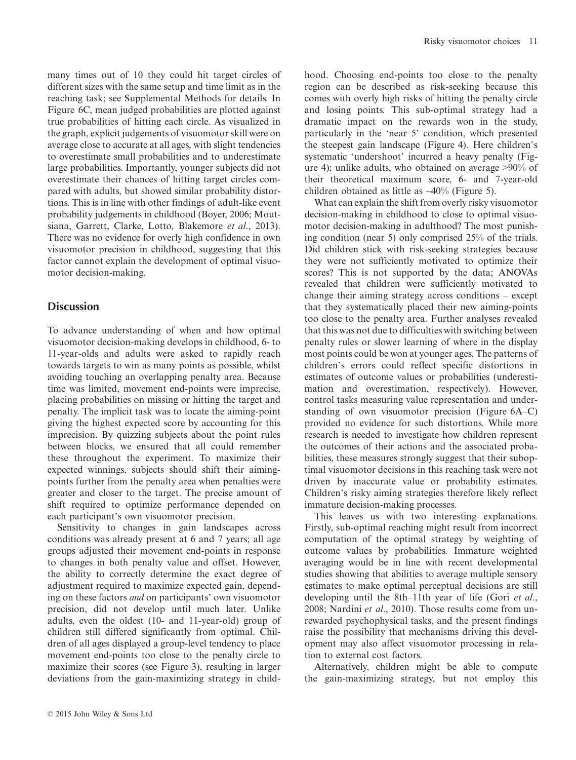many times out of 10 they could hit target circles of different sizes with the same setup and time limit as in the reaching task; see Supplemental Methods for details. In Figure 6C, mean judged probabilities are plotted against true probabilities of hitting each circle. As visualized in the graph, explicit judgements of visuomotor skill were on average close to accurate at all ages, with slight tendencies to overestimate small probabilities and to underestimate large probabilities. Importantly, younger subjects did not overestimate their chances of hitting target circles compared with adults, but showed similar probability distortions. This is in line with other findings of adult-like event probability judgements in childhood (Boyer, 2006; Moutsiana, Garrett, Clarke, Lotto, Blakemore *et al*., 2013). There was no evidence for overly high confidence in own visuomotor precision in childhood, suggesting that this factor cannot explain the development of optimal visuomotor decision-making.

## Discussion

To advance understanding of when and how optimal visuomotor decision-making develops in childhood, 6- to 11-year-olds and adults were asked to rapidly reach towards targets to win as many points as possible, whilst avoiding touching an overlapping penalty area. Because time was limited, movement end-points were imprecise, placing probabilities on missing or hitting the target and penalty. The implicit task was to locate the aiming-point giving the highest expected score by accounting for this imprecision. By quizzing subjects about the point rules between blocks, we ensured that all could remember these throughout the experiment. To maximize their expected winnings, subjects should shift their aiming-points further from the penalty area when penalties were greater and closer to the target. The precise amount of shift required to optimize performance depended on each participant's own visuomotor precision.

Sensitivity to changes in gain landscapes across conditions was already present at 6 and 7 years; all age groups adjusted their movement end-points in response to changes in both penalty value and offset. However, the ability to correctly determine the exact degree of adjustment required to maximize expected gain, depending on these factors *and* on participants' own visuomotor precision, did not develop until much later. Unlike adults, even the oldest (10- and 11-year-old) group of children still differed significantly from optimal. Children of all ages displayed a group-level tendency to place movement end-points too close to the penalty circle to maximize their scores (see Figure 3), resulting in larger deviations from the gain-maximizing strategy in childhood. Choosing end-points too close to the penalty region can be described as risk-seeking because this comes with overly high risks of hitting the penalty circle and losing points. This sub-optimal strategy had a dramatic impact on the rewards won in the study, particularly in the 'near 5' condition, which presented the steepest gain landscape (Figure 4). Here children's systematic 'undershoot' incurred a heavy penalty (Figure 4); unlike adults, who obtained on average >90% of their theoretical maximum score, 6- and 7-year-old children obtained as little as ~40% (Figure 5).

What can explain the shift from overly risky visuomotor decision-making in childhood to close to optimal visuomotor decision-making in adulthood? The most punishing condition (near 5) only comprised 25% of the trials. Did children stick with risk-seeking strategies because they were not sufficiently motivated to optimize their scores? This is not supported by the data; ANOVAs revealed that children were sufficiently motivated to change their aiming strategy across conditions – except that they systematically placed their new aiming-points too close to the penalty area. Further analyses revealed that this was not due to difficulties with switching between penalty rules or slower learning of where in the display most points could be won at younger ages. The patterns of children's errors could reflect specific distortions in estimates of outcome values or probabilities (underestimation and overestimation, respectively). However, control tasks measuring value representation and understanding of own visuomotor precision (Figure 6A–C) provided no evidence for such distortions. While more research is needed to investigate how children represent the outcomes of their actions and the associated probabilities, these measures strongly suggest that their suboptimal visuomotor decisions in this reaching task were not driven by inaccurate value or probability estimates. Children's risky aiming strategies therefore likely reflect immature decision-making processes.

This leaves us with two interesting explanations. Firstly, sub-optimal reaching might result from incorrect computation of the optimal strategy by weighting of outcome values by probabilities. Immature weighted averaging would be in line with recent developmental studies showing that abilities to average multiple sensory estimates to make optimal perceptual decisions are still developing until the 8th–11th year of life (Gori *et al*., 2008; Nardini *et al*., 2010). Those results come from unrewarded psychophysical tasks, and the present findings raise the possibility that mechanisms driving this development may also affect visuomotor processing in relation to external cost factors.

Alternatively, children might be able to compute the gain-maximizing strategy, but not employ this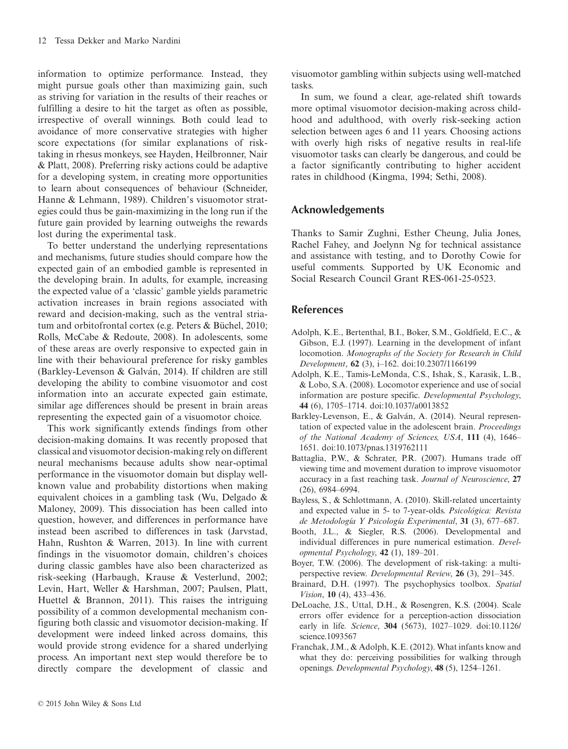information to optimize performance. Instead, they might pursue goals other than maximizing gain, such as striving for variation in the results of their reaches or fulfilling a desire to hit the target as often as possible, irrespective of overall winnings. Both could lead to avoidance of more conservative strategies with higher score expectations (for similar explanations of risk-taking in rhesus monkeys, see Hayden, Heilbronner, Nair & Platt, 2008). Preferring risky actions could be adaptive for a developing system, in creating more opportunities to learn about consequences of behaviour (Schneider, Hanne & Lehmann, 1989). Children's visuomotor strategies could thus be gain-maximizing in the long run if the future gain provided by learning outweighs the rewards lost during the experimental task.

To better understand the underlying representations and mechanisms, future studies should compare how the expected gain of an embodied gamble is represented in the developing brain. In adults, for example, increasing the expected value of a 'classic' gamble yields parametric activation increases in brain regions associated with reward and decision-making, such as the ventral striatum and orbitofrontal cortex (e.g. Peters & Büchel, 2010; Rolls, McCabe & Redoute, 2008). In adolescents, some of these areas are overly responsive to expected gain in line with their behavioural preference for risky gambles (Barkley-Levenson & Galván, 2014). If children are still developing the ability to combine visuomotor and cost information into an accurate expected gain estimate, similar age differences should be present in brain areas representing the expected gain of a visuomotor choice.

This work significantly extends findings from other decision-making domains. It was recently proposed that classical and visuomotor decision-making rely on different neural mechanisms because adults show near-optimal performance in the visuomotor domain but display well-known value and probability distortions when making equivalent choices in a gambling task (Wu, Delgado & Maloney, 2009). This dissociation has been called into question, however, and differences in performance have instead been ascribed to differences in task (Jarvstad, Hahn, Rushton & Warren, 2013). In line with current findings in the visuomotor domain, children's choices during classic gambles have also been characterized as risk-seeking (Harbaugh, Krause & Vesterlund, 2002; Levin, Hart, Weller & Harshman, 2007; Paulsen, Platt, Huettel & Brannon, 2011). This raises the intriguing possibility of a common developmental mechanism configuring both classic and visuomotor decision-making. If development were indeed linked across domains, this would provide strong evidence for a shared underlying process. An important next step would therefore be to directly compare the development of classic and visuomotor gambling within subjects using well-matched tasks.

In sum, we found a clear, age-related shift towards more optimal visuomotor decision-making across childhood and adulthood, with overly risk-seeking action selection between ages 6 and 11 years. Choosing actions with overly high risks of negative results in real-life visuomotor tasks can clearly be dangerous, and could be a factor significantly contributing to higher accident rates in childhood (Kingma, 1994; Sethi, 2008).

## Acknowledgements

Thanks to Samir Zughni, Esther Cheung, Julia Jones, Rachel Fahey, and Joelynn Ng for technical assistance and assistance with testing, and to Dorothy Cowie for useful comments. Supported by UK Economic and Social Research Council Grant RES-061-25-0523.

## References

Adolph, K.E., Bertenthal, B.I., Boker, S.M., Goldfield, E.C., & Gibson, E.J. (1997). Learning in the development of infant locomotion. *Monographs of the Society for Research in Child Development*, **62** (3), i–162. doi:10.2307/1166199

Adolph, K.E., Tamis-LeMonda, C.S., Ishak, S., Karasik, L.B., & Lobo, S.A. (2008). Locomotor experience and use of social information are posture specific. *Developmental Psychology*, **44** (6), 1705–1714. doi:10.1037/a0013852

Barkley-Levenson, E., & Galván, A. (2014). Neural representation of expected value in the adolescent brain. *Proceedings of the National Academy of Sciences, USA*, **111** (4), 1646–1651. doi:10.1073/pnas.1319762111

Battaglia, P.W., & Schrater, P.R. (2007). Humans trade off viewing time and movement duration to improve visuomotor accuracy in a fast reaching task. *Journal of Neuroscience*, **27** (26), 6984–6994.

Bayless, S., & Schlottmann, A. (2010). Skill-related uncertainty and expected value in 5- to 7-year-olds. *Psicológica: Revista de Metodología Y Psicología Experimental*, **31** (3), 677–687.

Booth, J.L., & Siegler, R.S. (2006). Developmental and individual differences in pure numerical estimation. *Developmental Psychology*, **42** (1), 189–201.

Boyer, T.W. (2006). The development of risk-taking: a multi-perspective review. *Developmental Review*, **26** (3), 291–345.

Brainard, D.H. (1997). The psychophysics toolbox. *Spatial Vision*, **10** (4), 433–436.

DeLoache, J.S., Uttal, D.H., & Rosengren, K.S. (2004). Scale errors offer evidence for a perception-action dissociation early in life. *Science*, **304** (5673), 1027–1029. doi:10.1126/science.1093567

Franchak, J.M., & Adolph, K.E. (2012). What infants know and what they do: perceiving possibilities for walking through openings. *Developmental Psychology*, **48** (5), 1254–1261.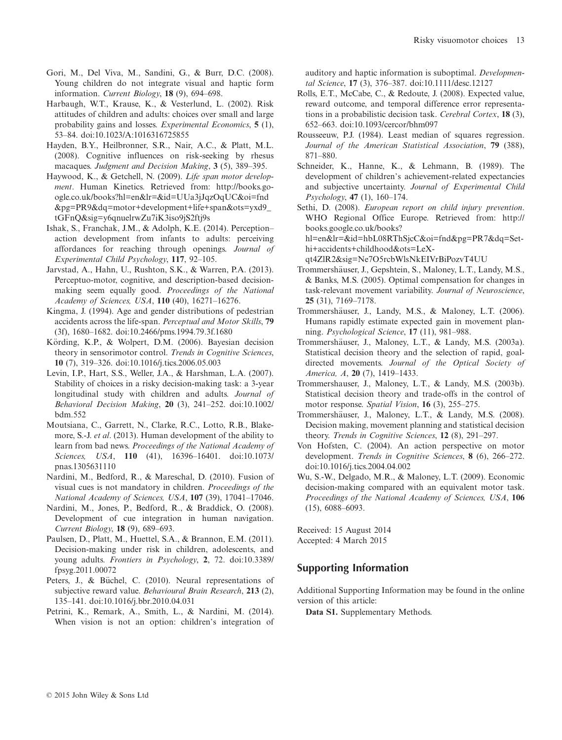Gori, M., Del Viva, M., Sandini, G., & Burr, D.C. (2008). Young children do not integrate visual and haptic form information. *Current Biology*, **18** (9), 694–698.

Harbaugh, W.T., Krause, K., & Vesterlund, L. (2002). Risk attitudes of children and adults: choices over small and large probability gains and losses. *Experimental Economics*, **5** (1), 53–84. doi:10.1023/A:1016316725855

Hayden, B.Y., Heilbronner, S.R., Nair, A.C., & Platt, M.L. (2008). Cognitive influences on risk-seeking by rhesus macaques. *Judgment and Decision Making*, **3** (5), 389–395.

Haywood, K., & Getchell, N. (2009). *Life span motor development*. Human Kinetics. Retrieved from: http://books.google.co.uk/books?hl=en&lr=&id=UUa3jJqzOqUC&oi=fnd&pg=PR9&dq=motor+development+life+span&ots=yxd9_tGFnQ&sig=y6qnuelrwZu7iK3iso9jS2ftj9s

Ishak, S., Franchak, J.M., & Adolph, K.E. (2014). Perception–action development from infants to adults: perceiving affordances for reaching through openings. *Journal of Experimental Child Psychology*, **117**, 92–105.

Jarvstad, A., Hahn, U., Rushton, S.K., & Warren, P.A. (2013). Perceptuo-motor, cognitive, and description-based decision-making seem equally good. *Proceedings of the National Academy of Sciences, USA*, **110** (40), 16271–16276.

Kingma, J. (1994). Age and gender distributions of pedestrian accidents across the life-span. *Perceptual and Motor Skills*, **79** (3f), 1680–1682. doi:10.2466/pms.1994.79.3f.1680

Körding, K.P., & Wolpert, D.M. (2006). Bayesian decision theory in sensorimotor control. *Trends in Cognitive Sciences*, **10** (7), 319–326. doi:10.1016/j.tics.2006.05.003

Levin, I.P., Hart, S.S., Weller, J.A., & Harshman, L.A. (2007). Stability of choices in a risky decision-making task: a 3-year longitudinal study with children and adults. *Journal of Behavioral Decision Making*, **20** (3), 241–252. doi:10.1002/bdm.552

Moutsiana, C., Garrett, N., Clarke, R.C., Lotto, R.B., Blakemore, S.-J. *et al*. (2013). Human development of the ability to learn from bad news. *Proceedings of the National Academy of Sciences, USA*, **110** (41), 16396–16401. doi:10.1073/pnas.1305631110

Nardini, M., Bedford, R., & Mareschal, D. (2010). Fusion of visual cues is not mandatory in children. *Proceedings of the National Academy of Sciences, USA*, **107** (39), 17041–17046.

Nardini, M., Jones, P., Bedford, R., & Braddick, O. (2008). Development of cue integration in human navigation. *Current Biology*, **18** (9), 689–693.

Paulsen, D., Platt, M., Huettel, S.A., & Brannon, E.M. (2011). Decision-making under risk in children, adolescents, and young adults. *Frontiers in Psychology*, **2**, 72. doi:10.3389/fpsyg.2011.00072

Peters, J., & Büchel, C. (2010). Neural representations of subjective reward value. *Behavioural Brain Research*, **213** (2), 135–141. doi:10.1016/j.bbr.2010.04.031

Petrini, K., Remark, A., Smith, L., & Nardini, M. (2014). When vision is not an option: children's integration of auditory and haptic information is suboptimal. *Developmental Science*, **17** (3), 376–387. doi:10.1111/desc.12127

Rolls, E.T., McCabe, C., & Redoute, J. (2008). Expected value, reward outcome, and temporal difference error representations in a probabilistic decision task. *Cerebral Cortex*, **18** (3), 652–663. doi:10.1093/cercor/bhm097

Rousseeuw, P.J. (1984). Least median of squares regression. *Journal of the American Statistical Association*, **79** (388), 871–880.

Schneider, K., Hanne, K., & Lehmann, B. (1989). The development of children's achievement-related expectancies and subjective uncertainty. *Journal of Experimental Child Psychology*, **47** (1), 160–174.

Sethi, D. (2008). *European report on child injury prevention*. WHO Regional Office Europe. Retrieved from: http://books.google.co.uk/books?hl=en&lr=&id=hbL08RThSjcC&oi=fnd&pg=PR7&dq=Sethi+accidents+childhood&ots=LeX-qt4ZlR2&sig=Ne7O5rcbWlsNkEIVrBiPozvT4UU

Trommershäuser, J., Gepshtein, S., Maloney, L.T., Landy, M.S., & Banks, M.S. (2005). Optimal compensation for changes in task-relevant movement variability. *Journal of Neuroscience*, **25** (31), 7169–7178.

Trommershäuser, J., Landy, M.S., & Maloney, L.T. (2006). Humans rapidly estimate expected gain in movement planning. *Psychological Science*, **17** (11), 981–988.

Trommershäuser, J., Maloney, L.T., & Landy, M.S. (2003a). Statistical decision theory and the selection of rapid, goal-directed movements. *Journal of the Optical Society of America, A*, **20** (7), 1419–1433.

Trommershauser, J., Maloney, L.T., & Landy, M.S. (2003b). Statistical decision theory and trade-offs in the control of motor response. *Spatial Vision*, **16** (3), 255–275.

Trommershäuser, J., Maloney, L.T., & Landy, M.S. (2008). Decision making, movement planning and statistical decision theory. *Trends in Cognitive Sciences*, **12** (8), 291–297.

Von Hofsten, C. (2004). An action perspective on motor development. *Trends in Cognitive Sciences*, **8** (6), 266–272. doi:10.1016/j.tics.2004.04.002

Wu, S.-W., Delgado, M.R., & Maloney, L.T. (2009). Economic decision-making compared with an equivalent motor task. *Proceedings of the National Academy of Sciences, USA*, **106** (15), 6088–6093.

Received: 15 August 2014
Accepted: 4 March 2015

## Supporting Information

Additional Supporting Information may be found in the online version of this article:

**Data S1.** Supplementary Methods.